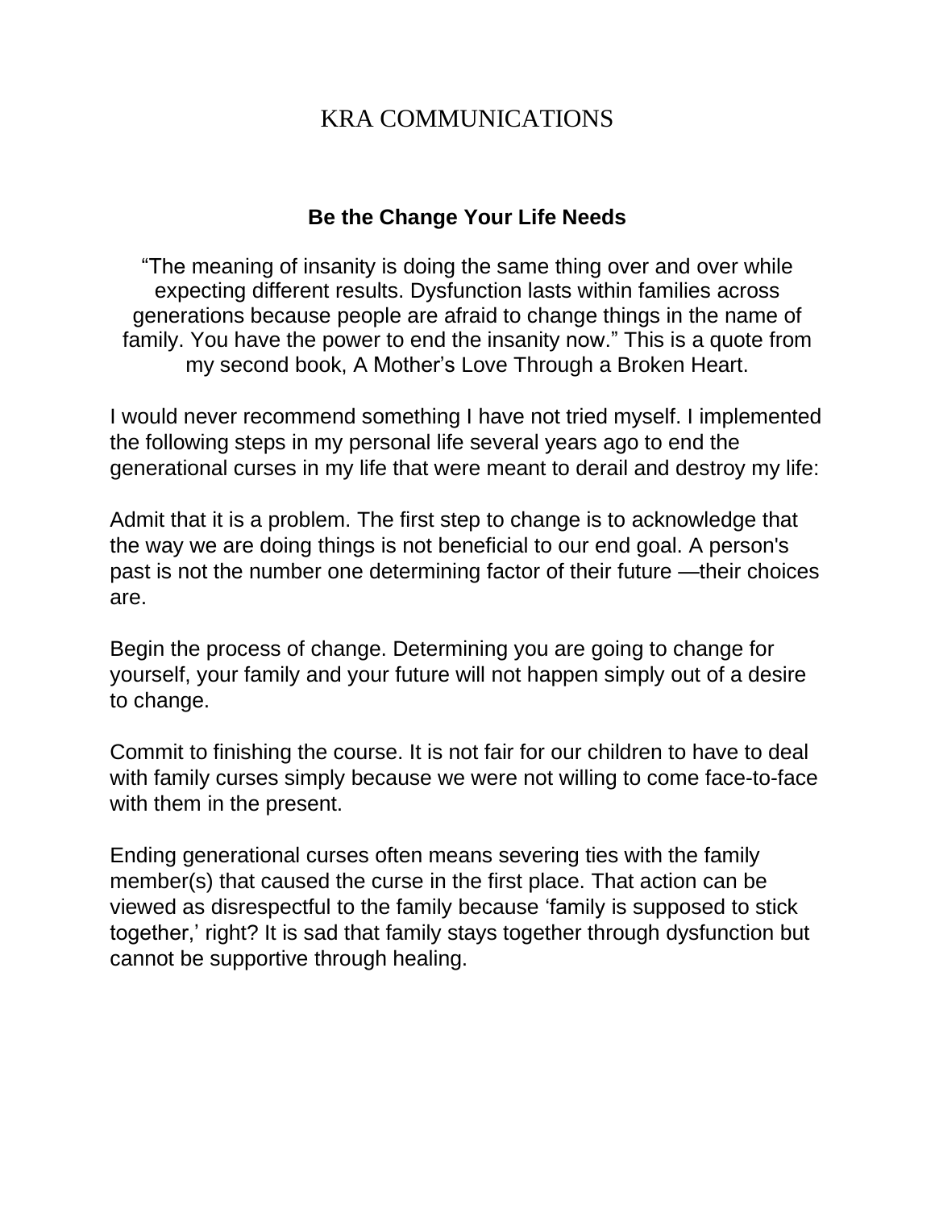# KRA COMMUNICATIONS

## Be the Change Your Life Needs

"The meaning of insanity is doing the same thing over and over while expecting different results. Dysfunction lasts within families across generations because people are afraid to change things in the name of family. You have the power to end the insanity now." This is a quote from my second book, A Mother's Love Through a Broken Heart.

I would never recommend something I have not tried myself. I implemented the following steps in my personal life several years ago to end the generational curses in my life that were meant to derail and destroy my life:

Admit that it is a problem. The first step to change is to acknowledge that the way we are doing things is not beneficial to our end goal. A person's past is not the number one determining factor of their future —their choices are.

Begin the process of change. Determining you are going to change for yourself, your family and your future will not happen simply out of a desire to change.

Commit to finishing the course. It is not fair for our children to have to deal with family curses simply because we were not willing to come face-to-face with them in the present.

Ending generational curses often means severing ties with the family member(s) that caused the curse in the first place. That action can be viewed as disrespectful to the family because 'family is supposed to stick together,' right? It is sad that family stays together through dysfunction but cannot be supportive through healing.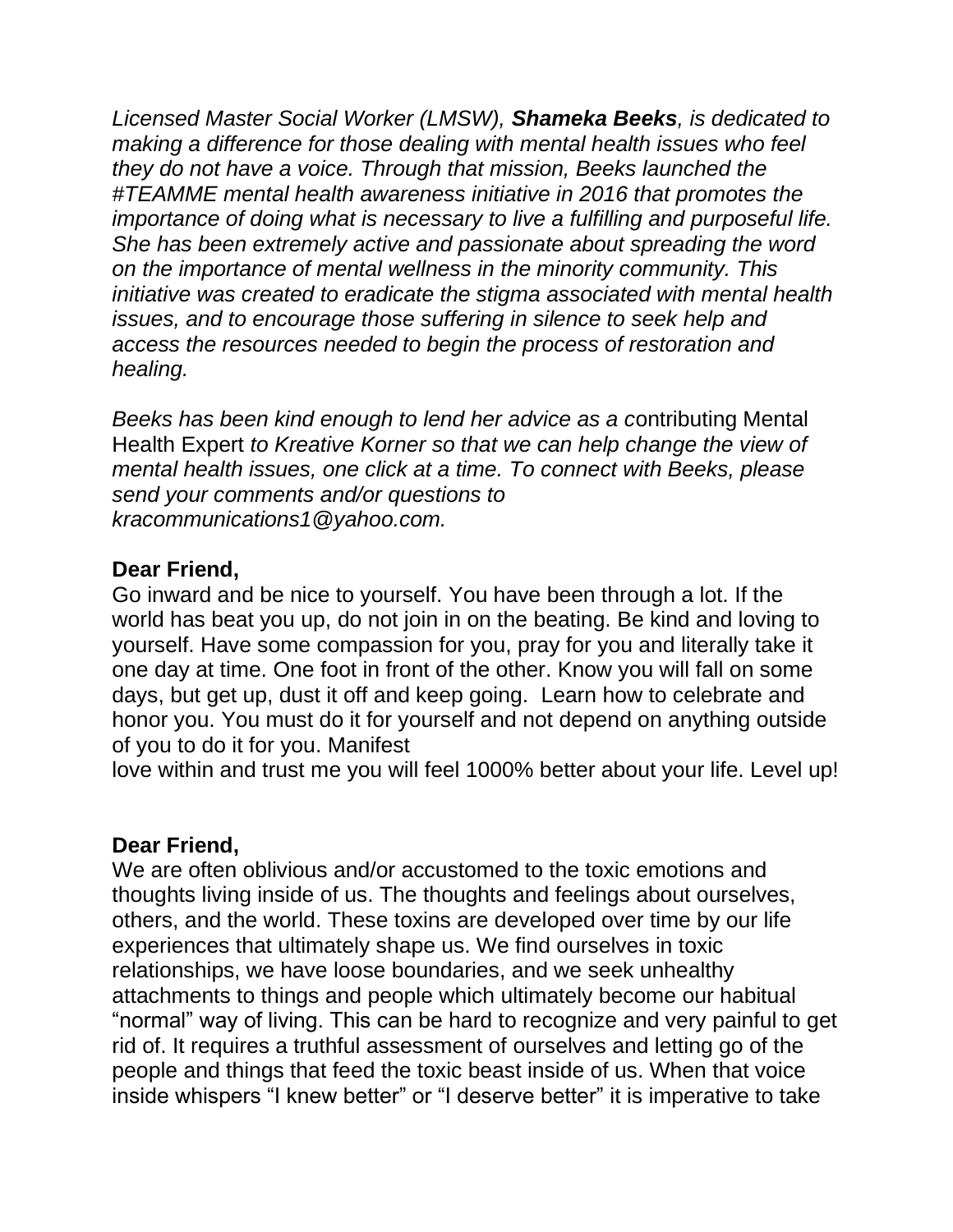*Licensed Master Social Worker (LMSW), **Shameka Beeks**, is dedicated to making a difference for those dealing with mental health issues who feel they do not have a voice. Through that mission, Beeks launched the #TEAMME mental health awareness initiative in 2016 that promotes the importance of doing what is necessary to live a fulfilling and purposeful life. She has been extremely active and passionate about spreading the word on the importance of mental wellness in the minority community. This initiative was created to eradicate the stigma associated with mental health issues, and to encourage those suffering in silence to seek help and access the resources needed to begin the process of restoration and healing.*

*Beeks has been kind enough to lend her advice as a c*ontributing Mental Health Expert *to Kreative Korner so that we can help change the view of mental health issues, one click at a time. To connect with Beeks, please send your comments and/or questions to kracommunications1@yahoo.com.*

**Dear Friend,**
Go inward and be nice to yourself. You have been through a lot. If the world has beat you up, do not join in on the beating. Be kind and loving to yourself. Have some compassion for you, pray for you and literally take it one day at time. One foot in front of the other. Know you will fall on some days, but get up, dust it off and keep going. Learn how to celebrate and honor you. You must do it for yourself and not depend on anything outside of you to do it for you. Manifest
love within and trust me you will feel 1000% better about your life. Level up!

**Dear Friend,**
We are often oblivious and/or accustomed to the toxic emotions and thoughts living inside of us. The thoughts and feelings about ourselves, others, and the world. These toxins are developed over time by our life experiences that ultimately shape us. We find ourselves in toxic relationships, we have loose boundaries, and we seek unhealthy attachments to things and people which ultimately become our habitual "normal" way of living. This can be hard to recognize and very painful to get rid of. It requires a truthful assessment of ourselves and letting go of the people and things that feed the toxic beast inside of us. When that voice inside whispers "I knew better" or "I deserve better" it is imperative to take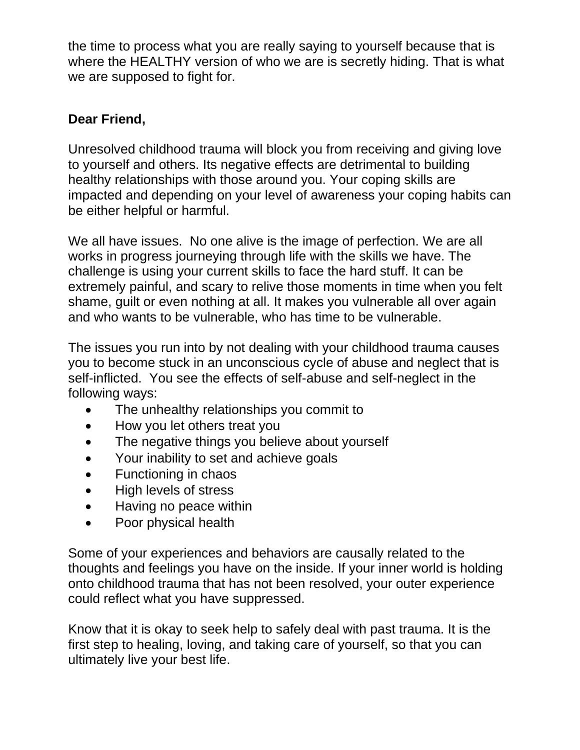the time to process what you are really saying to yourself because that is where the HEALTHY version of who we are is secretly hiding. That is what we are supposed to fight for.

**Dear Friend,**

Unresolved childhood trauma will block you from receiving and giving love to yourself and others. Its negative effects are detrimental to building healthy relationships with those around you. Your coping skills are impacted and depending on your level of awareness your coping habits can be either helpful or harmful.

We all have issues. No one alive is the image of perfection. We are all works in progress journeying through life with the skills we have. The challenge is using your current skills to face the hard stuff. It can be extremely painful, and scary to relive those moments in time when you felt shame, guilt or even nothing at all. It makes you vulnerable all over again and who wants to be vulnerable, who has time to be vulnerable.

The issues you run into by not dealing with your childhood trauma causes you to become stuck in an unconscious cycle of abuse and neglect that is self-inflicted. You see the effects of self-abuse and self-neglect in the following ways:

- The unhealthy relationships you commit to
- How you let others treat you
- The negative things you believe about yourself
- Your inability to set and achieve goals
- Functioning in chaos
- High levels of stress
- Having no peace within
- Poor physical health

Some of your experiences and behaviors are causally related to the thoughts and feelings you have on the inside. If your inner world is holding onto childhood trauma that has not been resolved, your outer experience could reflect what you have suppressed.

Know that it is okay to seek help to safely deal with past trauma. It is the first step to healing, loving, and taking care of yourself, so that you can ultimately live your best life.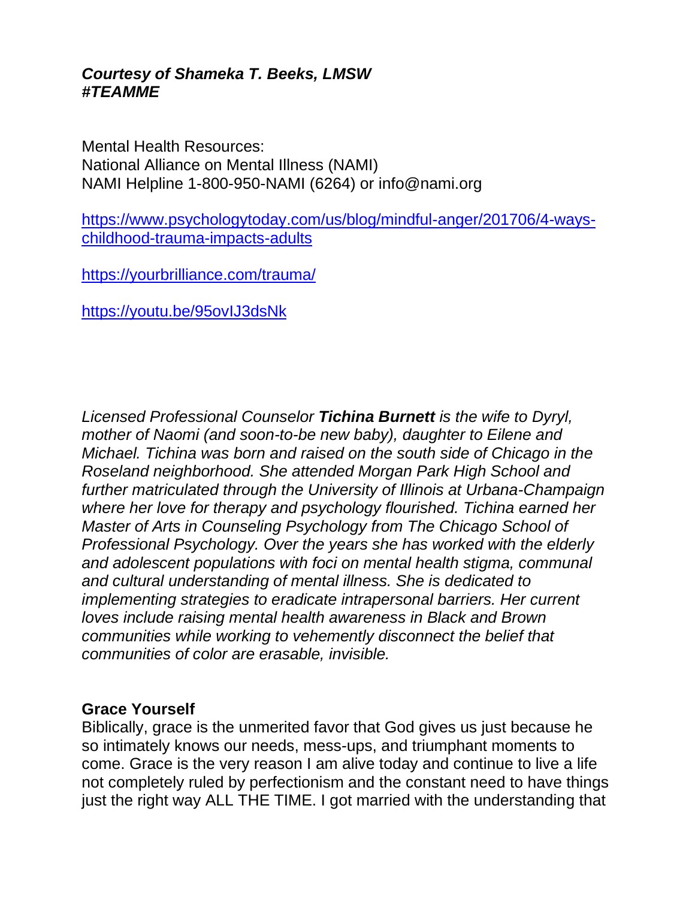***Courtesy of Shameka T. Beeks, LMSW***
***#TEAMME***

Mental Health Resources:
National Alliance on Mental Illness (NAMI)
NAMI Helpline 1-800-950-NAMI (6264) or info@nami.org

https://www.psychologytoday.com/us/blog/mindful-anger/201706/4-ways-childhood-trauma-impacts-adults

https://yourbrilliance.com/trauma/

https://youtu.be/95ovIJ3dsNk

*Licensed Professional Counselor **Tichina Burnett** is the wife to Dyryl, mother of Naomi (and soon-to-be new baby), daughter to Eilene and Michael. Tichina was born and raised on the south side of Chicago in the Roseland neighborhood. She attended Morgan Park High School and further matriculated through the University of Illinois at Urbana-Champaign where her love for therapy and psychology flourished. Tichina earned her Master of Arts in Counseling Psychology from The Chicago School of Professional Psychology. Over the years she has worked with the elderly and adolescent populations with foci on mental health stigma, communal and cultural understanding of mental illness. She is dedicated to implementing strategies to eradicate intrapersonal barriers. Her current loves include raising mental health awareness in Black and Brown communities while working to vehemently disconnect the belief that communities of color are erasable, invisible.*

**Grace Yourself**

Biblically, grace is the unmerited favor that God gives us just because he so intimately knows our needs, mess-ups, and triumphant moments to come. Grace is the very reason I am alive today and continue to live a life not completely ruled by perfectionism and the constant need to have things just the right way ALL THE TIME. I got married with the understanding that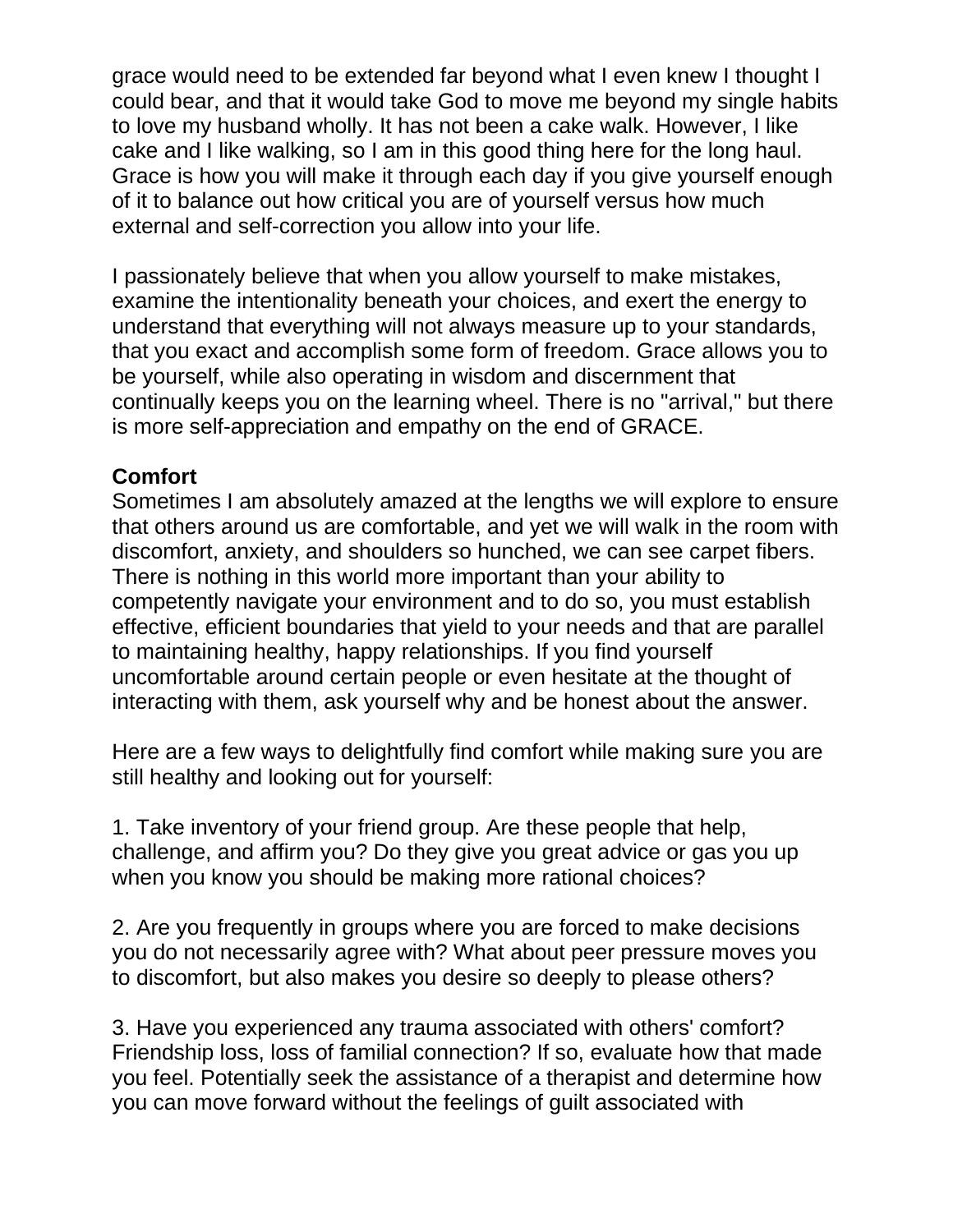grace would need to be extended far beyond what I even knew I thought I could bear, and that it would take God to move me beyond my single habits to love my husband wholly. It has not been a cake walk. However, I like cake and I like walking, so I am in this good thing here for the long haul. Grace is how you will make it through each day if you give yourself enough of it to balance out how critical you are of yourself versus how much external and self-correction you allow into your life.

I passionately believe that when you allow yourself to make mistakes, examine the intentionality beneath your choices, and exert the energy to understand that everything will not always measure up to your standards, that you exact and accomplish some form of freedom. Grace allows you to be yourself, while also operating in wisdom and discernment that continually keeps you on the learning wheel. There is no "arrival," but there is more self-appreciation and empathy on the end of GRACE.

**Comfort**

Sometimes I am absolutely amazed at the lengths we will explore to ensure that others around us are comfortable, and yet we will walk in the room with discomfort, anxiety, and shoulders so hunched, we can see carpet fibers. There is nothing in this world more important than your ability to competently navigate your environment and to do so, you must establish effective, efficient boundaries that yield to your needs and that are parallel to maintaining healthy, happy relationships. If you find yourself uncomfortable around certain people or even hesitate at the thought of interacting with them, ask yourself why and be honest about the answer.

Here are a few ways to delightfully find comfort while making sure you are still healthy and looking out for yourself:

1. Take inventory of your friend group. Are these people that help, challenge, and affirm you? Do they give you great advice or gas you up when you know you should be making more rational choices?

2. Are you frequently in groups where you are forced to make decisions you do not necessarily agree with? What about peer pressure moves you to discomfort, but also makes you desire so deeply to please others?

3. Have you experienced any trauma associated with others' comfort? Friendship loss, loss of familial connection? If so, evaluate how that made you feel. Potentially seek the assistance of a therapist and determine how you can move forward without the feelings of guilt associated with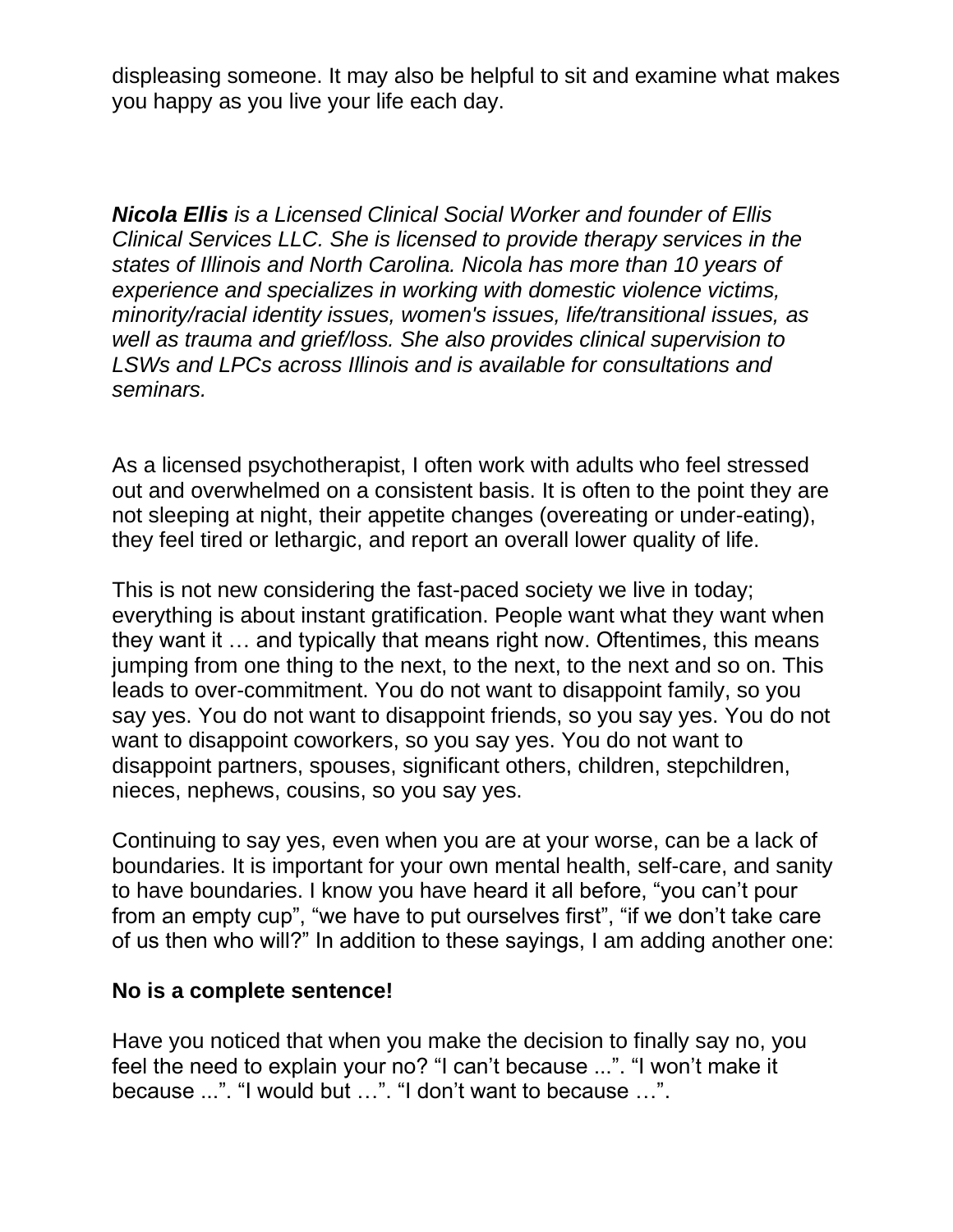displeasing someone. It may also be helpful to sit and examine what makes you happy as you live your life each day.

***Nicola Ellis*** *is a Licensed Clinical Social Worker and founder of Ellis Clinical Services LLC. She is licensed to provide therapy services in the states of Illinois and North Carolina. Nicola has more than 10 years of experience and specializes in working with domestic violence victims, minority/racial identity issues, women's issues, life/transitional issues, as well as trauma and grief/loss. She also provides clinical supervision to LSWs and LPCs across Illinois and is available for consultations and seminars.*

As a licensed psychotherapist, I often work with adults who feel stressed out and overwhelmed on a consistent basis. It is often to the point they are not sleeping at night, their appetite changes (overeating or under-eating), they feel tired or lethargic, and report an overall lower quality of life.

This is not new considering the fast-paced society we live in today; everything is about instant gratification. People want what they want when they want it … and typically that means right now. Oftentimes, this means jumping from one thing to the next, to the next, to the next and so on. This leads to over-commitment. You do not want to disappoint family, so you say yes. You do not want to disappoint friends, so you say yes. You do not want to disappoint coworkers, so you say yes. You do not want to disappoint partners, spouses, significant others, children, stepchildren, nieces, nephews, cousins, so you say yes.

Continuing to say yes, even when you are at your worse, can be a lack of boundaries. It is important for your own mental health, self-care, and sanity to have boundaries. I know you have heard it all before, "you can't pour from an empty cup", "we have to put ourselves first", "if we don't take care of us then who will?" In addition to these sayings, I am adding another one:

**No is a complete sentence!**

Have you noticed that when you make the decision to finally say no, you feel the need to explain your no? "I can't because ...". "I won't make it because ...". "I would but …". "I don't want to because …".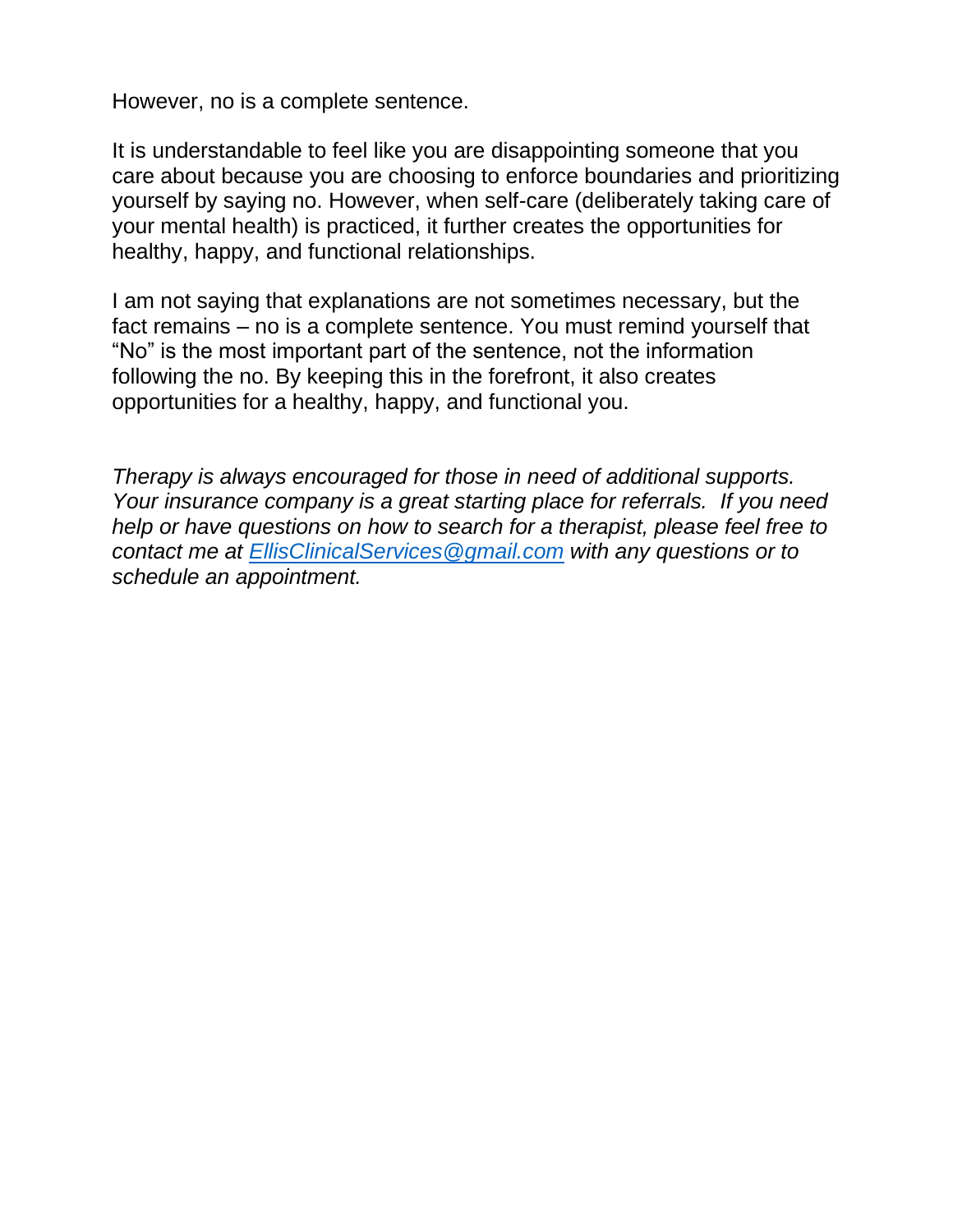However, no is a complete sentence.

It is understandable to feel like you are disappointing someone that you care about because you are choosing to enforce boundaries and prioritizing yourself by saying no. However, when self-care (deliberately taking care of your mental health) is practiced, it further creates the opportunities for healthy, happy, and functional relationships.

I am not saying that explanations are not sometimes necessary, but the fact remains – no is a complete sentence. You must remind yourself that “No” is the most important part of the sentence, not the information following the no. By keeping this in the forefront, it also creates opportunities for a healthy, happy, and functional you.

*Therapy is always encouraged for those in need of additional supports. Your insurance company is a great starting place for referrals. If you need help or have questions on how to search for a therapist, please feel free to contact me at [EllisClinicalServices@gmail.com](mailto:EllisClinicalServices@gmail.com) with any questions or to schedule an appointment.*